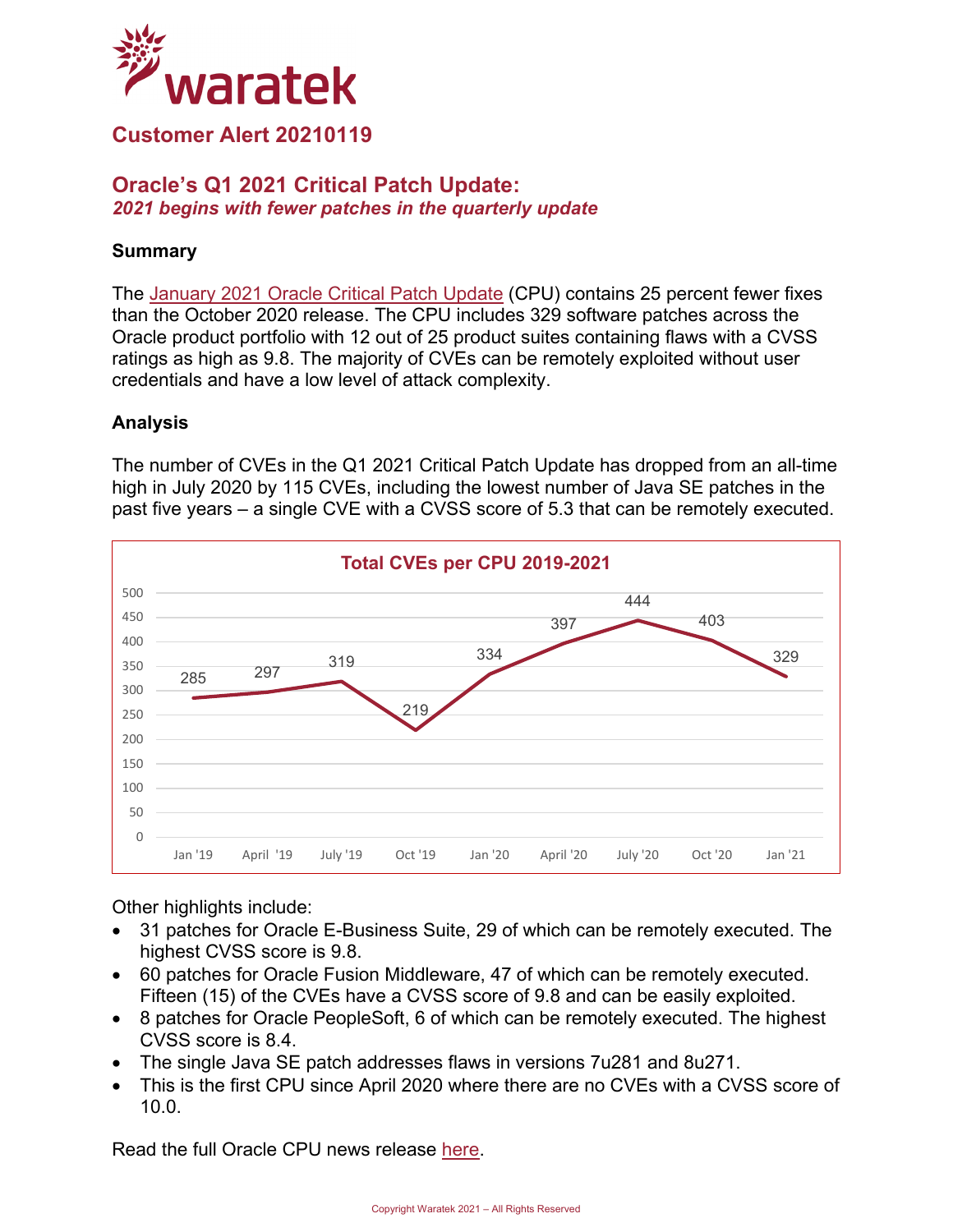waratek

# Customer Alert 20210119

## Oracle's Q1 2021 Critical Patch Update:
### *2021 begins with fewer patches in the quarterly update*

**Summary**

The January 2021 Oracle Critical Patch Update (CPU) contains 25 percent fewer fixes than the October 2020 release. The CPU includes 329 software patches across the Oracle product portfolio with 12 out of 25 product suites containing flaws with a CVSS ratings as high as 9.8. The majority of CVEs can be remotely exploited without user credentials and have a low level of attack complexity.

**Analysis**

The number of CVEs in the Q1 2021 Critical Patch Update has dropped from an all-time high in July 2020 by 115 CVEs, including the lowest number of Java SE patches in the past five years – a single CVE with a CVSS score of 5.3 that can be remotely executed.

Total CVEs per CPU 2019-2021

500
450
400
350
300
250
200
150
100
50
0

285
297
319
219
334
397
444
403
329

Jan '19
April '19
July '19
Oct '19
Jan '20
April '20
July '20
Oct '20
Jan '21

Other highlights include:

- 31 patches for Oracle E-Business Suite, 29 of which can be remotely executed. The highest CVSS score is 9.8.
- 60 patches for Oracle Fusion Middleware, 47 of which can be remotely executed. Fifteen (15) of the CVEs have a CVSS score of 9.8 and can be easily exploited.
- 8 patches for Oracle PeopleSoft, 6 of which can be remotely executed. The highest CVSS score is 8.4.
- The single Java SE patch addresses flaws in versions 7u281 and 8u271.
- This is the first CPU since April 2020 where there are no CVEs with a CVSS score of 10.0.

Read the full Oracle CPU news release here.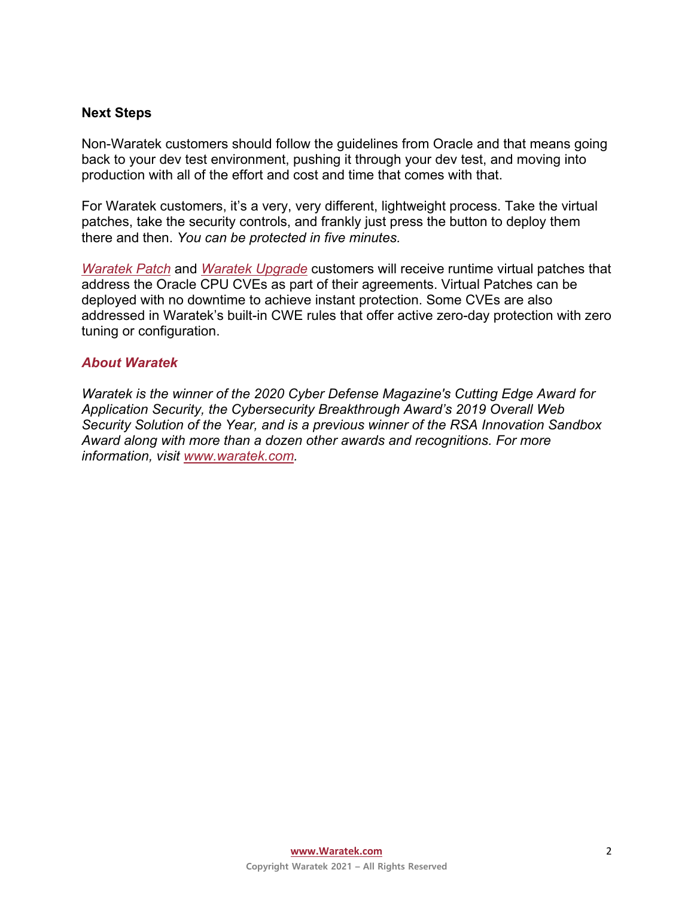## Next Steps

Non-Waratek customers should follow the guidelines from Oracle and that means going back to your dev test environment, pushing it through your dev test, and moving into production with all of the effort and cost and time that comes with that.

For Waratek customers, it's a very, very different, lightweight process. Take the virtual patches, take the security controls, and frankly just press the button to deploy them there and then. *You can be protected in five minutes.*

*Waratek Patch* and *Waratek Upgrade* customers will receive runtime virtual patches that address the Oracle CPU CVEs as part of their agreements. Virtual Patches can be deployed with no downtime to achieve instant protection. Some CVEs are also addressed in Waratek's built-in CWE rules that offer active zero-day protection with zero tuning or configuration.

### *About Waratek*

*Waratek is the winner of the 2020 Cyber Defense Magazine's Cutting Edge Award for Application Security, the Cybersecurity Breakthrough Award's 2019 Overall Web Security Solution of the Year, and is a previous winner of the RSA Innovation Sandbox Award along with more than a dozen other awards and recognitions. For more information, visit www.waratek.com.*